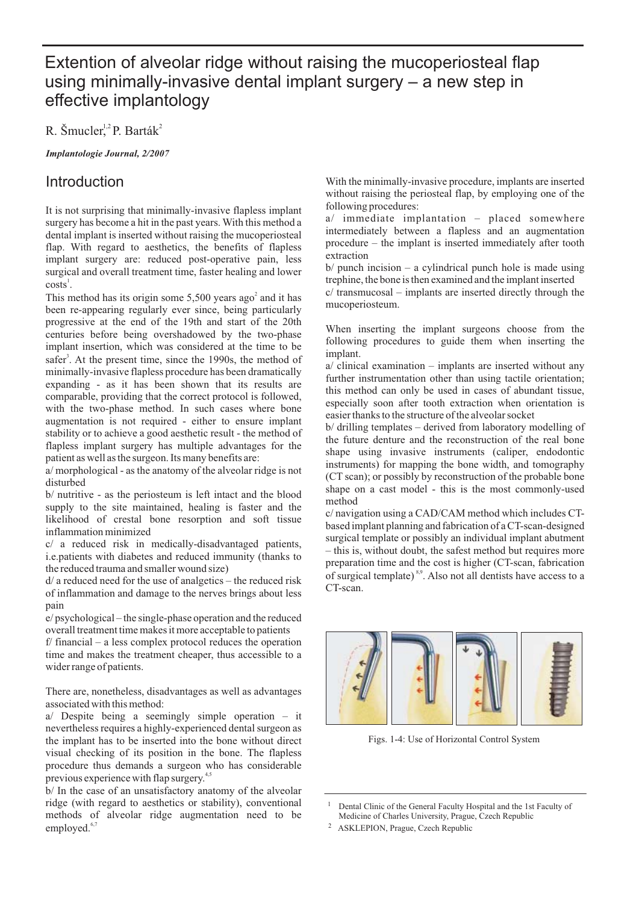# Extention of alveolar ridge without raising the mucoperiosteal flap using minimally-invasive dental implant surgery – a new step in effective implantology

R. Šmucler,[1,2] P. Barták[2]

***Implantologie Journal, 2/2007***

## Introduction

It is not surprising that minimally-invasive flapless implant surgery has become a hit in the past years. With this method a dental implant is inserted without raising the mucoperiosteal flap. With regard to aesthetics, the benefits of flapless implant surgery are: reduced post-operative pain, less surgical and overall treatment time, faster healing and lower costs[1].

This method has its origin some 5,500 years ago[2] and it has been re-appearing regularly ever since, being particularly progressive at the end of the 19th and start of the 20th centuries before being overshadowed by the two-phase implant insertion, which was considered at the time to be safer[3]. At the present time, since the 1990s, the method of minimally-invasive flapless procedure has been dramatically expanding - as it has been shown that its results are comparable, providing that the correct protocol is followed, with the two-phase method. In such cases where bone augmentation is not required - either to ensure implant stability or to achieve a good aesthetic result - the method of flapless implant surgery has multiple advantages for the patient as well as the surgeon. Its many benefits are:

a/ morphological - as the anatomy of the alveolar ridge is not disturbed

b/ nutritive - as the periosteum is left intact and the blood supply to the site maintained, healing is faster and the likelihood of crestal bone resorption and soft tissue inflammation minimized

c/ a reduced risk in medically-disadvantaged patients, i.e.patients with diabetes and reduced immunity (thanks to the reduced trauma and smaller wound size)

d/ a reduced need for the use of analgetics – the reduced risk of inflammation and damage to the nerves brings about less pain

e/ psychological – the single-phase operation and the reduced overall treatment time makes it more acceptable to patients

f/ financial – a less complex protocol reduces the operation time and makes the treatment cheaper, thus accessible to a wider range of patients.

There are, nonetheless, disadvantages as well as advantages associated with this method:

a/ Despite being a seemingly simple operation – it nevertheless requires a highly-experienced dental surgeon as the implant has to be inserted into the bone without direct visual checking of its position in the bone. The flapless procedure thus demands a surgeon who has considerable previous experience with flap surgery.[4,5]

b/ In the case of an unsatisfactory anatomy of the alveolar ridge (with regard to aesthetics or stability), conventional methods of alveolar ridge augmentation need to be employed.[6,7]

With the minimally-invasive procedure, implants are inserted without raising the periosteal flap, by employing one of the following procedures:

a/ immediate implantation – placed somewhere intermediately between a flapless and an augmentation procedure – the implant is inserted immediately after tooth extraction

b/ punch incision – a cylindrical punch hole is made using trephine, the bone is then examined and the implant inserted

c/ transmucosal – implants are inserted directly through the mucoperiosteum.

When inserting the implant surgeons choose from the following procedures to guide them when inserting the implant.

a/ clinical examination – implants are inserted without any further instrumentation other than using tactile orientation; this method can only be used in cases of abundant tissue, especially soon after tooth extraction when orientation is easier thanks to the structure of the alveolar socket

b/ drilling templates – derived from laboratory modelling of the future denture and the reconstruction of the real bone shape using invasive instruments (caliper, endodontic instruments) for mapping the bone width, and tomography (CT scan); or possibly by reconstruction of the probable bone shape on a cast model - this is the most commonly-used method

c/ navigation using a CAD/CAM method which includes CT-based implant planning and fabrication of a CT-scan-designed surgical template or possibly an individual implant abutment – this is, without doubt, the safest method but requires more preparation time and the cost is higher (CT-scan, fabrication of surgical template)[8,9]. Also not all dentists have access to a CT-scan.

Figs. 1-4: Use of Horizontal Control System

---

[1] Dental Clinic of the General Faculty Hospital and the 1st Faculty of Medicine of Charles University, Prague, Czech Republic

[2] ASKLEPION, Prague, Czech Republic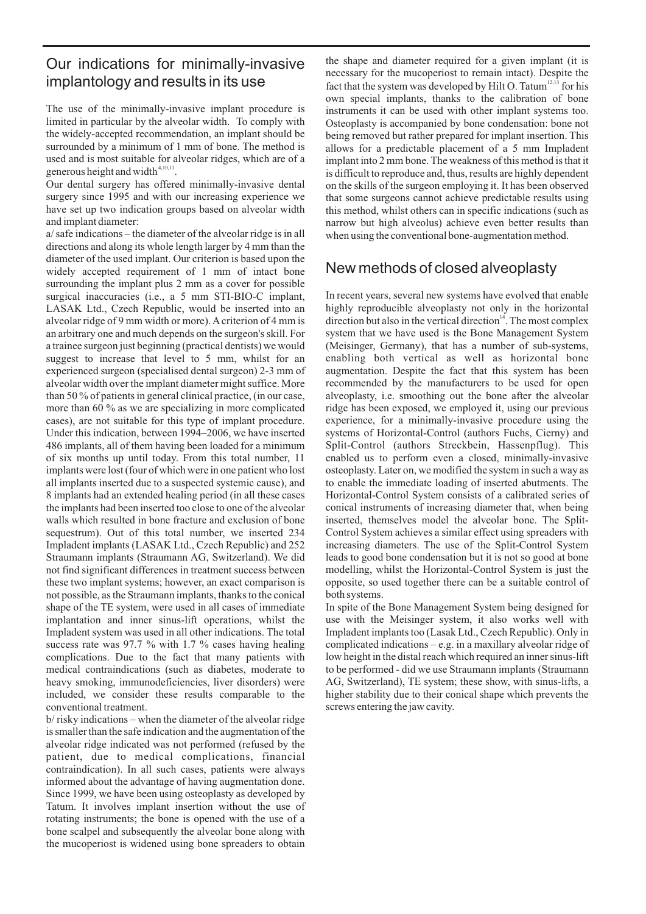## Our indications for minimally-invasive implantology and results in its use

The use of the minimally-invasive implant procedure is limited in particular by the alveolar width. To comply with the widely-accepted recommendation, an implant should be surrounded by a minimum of 1 mm of bone. The method is used and is most suitable for alveolar ridges, which are of a generous height and width[4,10,11].

Our dental surgery has offered minimally-invasive dental surgery since 1995 and with our increasing experience we have set up two indication groups based on alveolar width and implant diameter:

a/ safe indications – the diameter of the alveolar ridge is in all directions and along its whole length larger by 4 mm than the diameter of the used implant. Our criterion is based upon the widely accepted requirement of 1 mm of intact bone surrounding the implant plus 2 mm as a cover for possible surgical inaccuracies (i.e., a 5 mm STI-BIO-C implant, LASAK Ltd., Czech Republic, would be inserted into an alveolar ridge of 9 mm width or more). A criterion of 4 mm is an arbitrary one and much depends on the surgeon's skill. For a trainee surgeon just beginning (practical dentists) we would suggest to increase that level to 5 mm, whilst for an experienced surgeon (specialised dental surgeon) 2-3 mm of alveolar width over the implant diameter might suffice. More than 50 % of patients in general clinical practice, (in our case, more than 60 % as we are specializing in more complicated cases), are not suitable for this type of implant procedure. Under this indication, between 1994–2006, we have inserted 486 implants, all of them having been loaded for a minimum of six months up until today. From this total number, 11 implants were lost (four of which were in one patient who lost all implants inserted due to a suspected systemic cause), and 8 implants had an extended healing period (in all these cases the implants had been inserted too close to one of the alveolar walls which resulted in bone fracture and exclusion of bone sequestrum). Out of this total number, we inserted 234 Impladent implants (LASAK Ltd., Czech Republic) and 252 Straumann implants (Straumann AG, Switzerland). We did not find significant differences in treatment success between these two implant systems; however, an exact comparison is not possible, as the Straumann implants, thanks to the conical shape of the TE system, were used in all cases of immediate implantation and inner sinus-lift operations, whilst the Impladent system was used in all other indications. The total success rate was 97.7 % with 1.7 % cases having healing complications. Due to the fact that many patients with medical contraindications (such as diabetes, moderate to heavy smoking, immunodeficiencies, liver disorders) were included, we consider these results comparable to the conventional treatment.

b/ risky indications – when the diameter of the alveolar ridge is smaller than the safe indication and the augmentation of the alveolar ridge indicated was not performed (refused by the patient, due to medical complications, financial contraindication). In all such cases, patients were always informed about the advantage of having augmentation done. Since 1999, we have been using osteoplasty as developed by Tatum. It involves implant insertion without the use of rotating instruments; the bone is opened with the use of a bone scalpel and subsequently the alveolar bone along with the mucoperiost is widened using bone spreaders to obtain the shape and diameter required for a given implant (it is necessary for the mucoperiost to remain intact). Despite the fact that the system was developed by Hilt O. Tatum[12,13] for his own special implants, thanks to the calibration of bone instruments it can be used with other implant systems too. Osteoplasty is accompanied by bone condensation: bone not being removed but rather prepared for implant insertion. This allows for a predictable placement of a 5 mm Impladent implant into 2 mm bone. The weakness of this method is that it is difficult to reproduce and, thus, results are highly dependent on the skills of the surgeon employing it. It has been observed that some surgeons cannot achieve predictable results using this method, whilst others can in specific indications (such as narrow but high alveolus) achieve even better results than when using the conventional bone-augmentation method.

## New methods of closed alveoplasty

In recent years, several new systems have evolved that enable highly reproducible alveoplasty not only in the horizontal direction but also in the vertical direction[14]. The most complex system that we have used is the Bone Management System (Meisinger, Germany), that has a number of sub-systems, enabling both vertical as well as horizontal bone augmentation. Despite the fact that this system has been recommended by the manufacturers to be used for open alveoplasty, i.e. smoothing out the bone after the alveolar ridge has been exposed, we employed it, using our previous experience, for a minimally-invasive procedure using the systems of Horizontal-Control (authors Fuchs, Cierny) and Split-Control (authors Streckbein, Hassenpflug). This enabled us to perform even a closed, minimally-invasive osteoplasty. Later on, we modified the system in such a way as to enable the immediate loading of inserted abutments. The Horizontal-Control System consists of a calibrated series of conical instruments of increasing diameter that, when being inserted, themselves model the alveolar bone. The Split-Control System achieves a similar effect using spreaders with increasing diameters. The use of the Split-Control System leads to good bone condensation but it is not so good at bone modelling, whilst the Horizontal-Control System is just the opposite, so used together there can be a suitable control of both systems.

In spite of the Bone Management System being designed for use with the Meisinger system, it also works well with Impladent implants too (Lasak Ltd., Czech Republic). Only in complicated indications – e.g. in a maxillary alveolar ridge of low height in the distal reach which required an inner sinus-lift to be performed - did we use Straumann implants (Straumann AG, Switzerland), TE system; these show, with sinus-lifts, a higher stability due to their conical shape which prevents the screws entering the jaw cavity.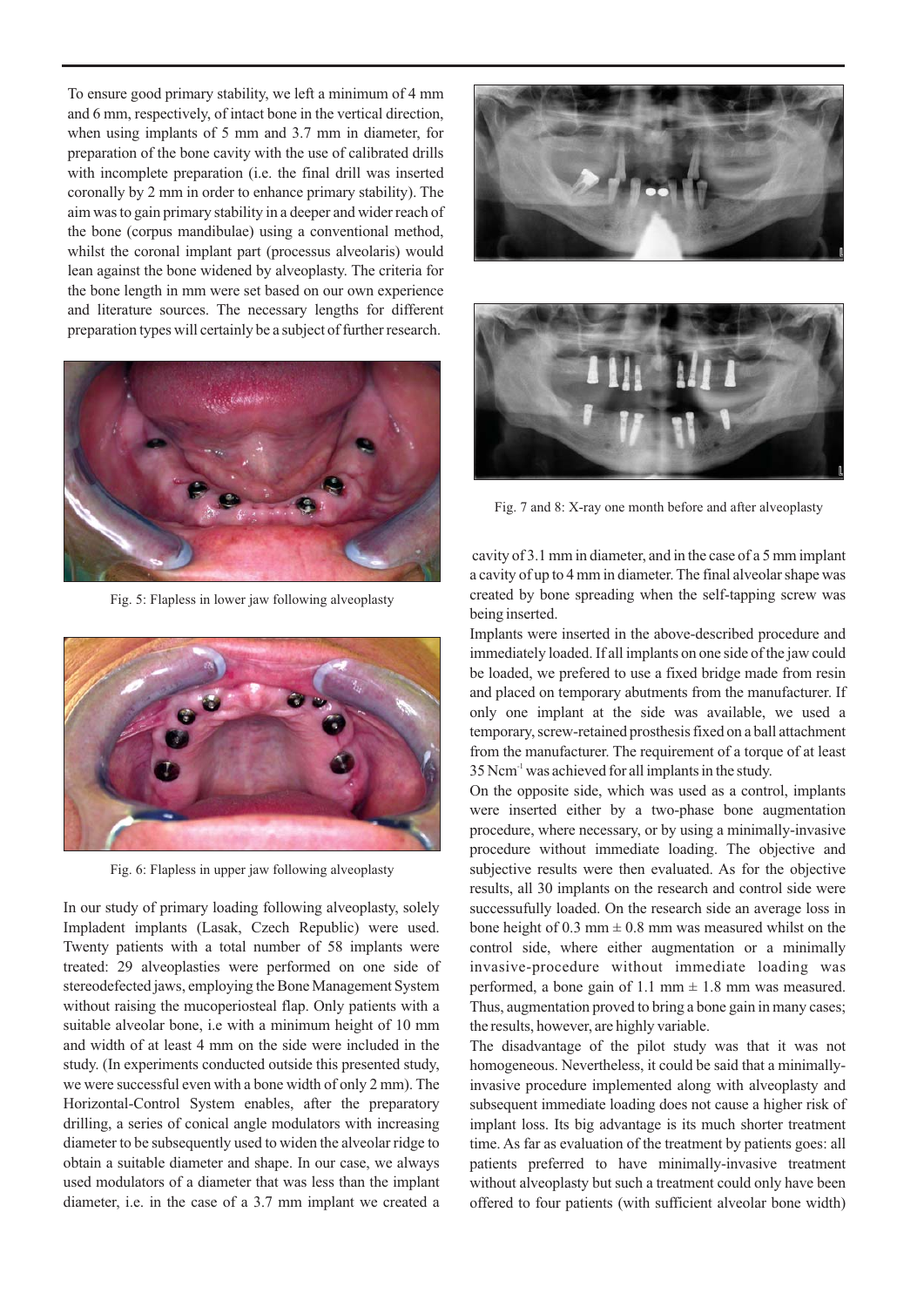To ensure good primary stability, we left a minimum of 4 mm and 6 mm, respectively, of intact bone in the vertical direction, when using implants of 5 mm and 3.7 mm in diameter, for preparation of the bone cavity with the use of calibrated drills with incomplete preparation (i.e. the final drill was inserted coronally by 2 mm in order to enhance primary stability). The aim was to gain primary stability in a deeper and wider reach of the bone (corpus mandibulae) using a conventional method, whilst the coronal implant part (processus alveolaris) would lean against the bone widened by alveoplasty. The criteria for the bone length in mm were set based on our own experience and literature sources. The necessary lengths for different preparation types will certainly be a subject of further research.

Fig. 5: Flapless in lower jaw following alveoplasty

Fig. 6: Flapless in upper jaw following alveoplasty

In our study of primary loading following alveoplasty, solely Impladent implants (Lasak, Czech Republic) were used. Twenty patients with a total number of 58 implants were treated: 29 alveoplasties were performed on one side of stereodefected jaws, employing the Bone Management System without raising the mucoperiosteal flap. Only patients with a suitable alveolar bone, i.e with a minimum height of 10 mm and width of at least 4 mm on the side were included in the study. (In experiments conducted outside this presented study, we were successful even with a bone width of only 2 mm). The Horizontal-Control System enables, after the preparatory drilling, a series of conical angle modulators with increasing diameter to be subsequently used to widen the alveolar ridge to obtain a suitable diameter and shape. In our case, we always used modulators of a diameter that was less than the implant diameter, i.e. in the case of a 3.7 mm implant we created a cavity of 3.1 mm in diameter, and in the case of a 5 mm implant a cavity of up to 4 mm in diameter. The final alveolar shape was created by bone spreading when the self-tapping screw was being inserted.

Fig. 7 and 8: X-ray one month before and after alveoplasty

Implants were inserted in the above-described procedure and immediately loaded. If all implants on one side of the jaw could be loaded, we prefered to use a fixed bridge made from resin and placed on temporary abutments from the manufacturer. If only one implant at the side was available, we used a temporary, screw-retained prosthesis fixed on a ball attachment from the manufacturer. The requirement of a torque of at least 35 $Ncm^{-1}$ was achieved for all implants in the study.

On the opposite side, which was used as a control, implants were inserted either by a two-phase bone augmentation procedure, where necessary, or by using a minimally-invasive procedure without immediate loading. The objective and subjective results were then evaluated. As for the objective results, all 30 implants on the research and control side were successufully loaded. On the research side an average loss in bone height of 0.3 mm $\pm$ 0.8 mm was measured whilst on the control side, where either augmentation or a minimally invasive-procedure without immediate loading was performed, a bone gain of 1.1 mm $\pm$ 1.8 mm was measured. Thus, augmentation proved to bring a bone gain in many cases; the results, however, are highly variable.

The disadvantage of the pilot study was that it was not homogeneous. Nevertheless, it could be said that a minimally-invasive procedure implemented along with alveoplasty and subsequent immediate loading does not cause a higher risk of implant loss. Its big advantage is its much shorter treatment time. As far as evaluation of the treatment by patients goes: all patients preferred to have minimally-invasive treatment without alveoplasty but such a treatment could only have been offered to four patients (with sufficient alveolar bone width)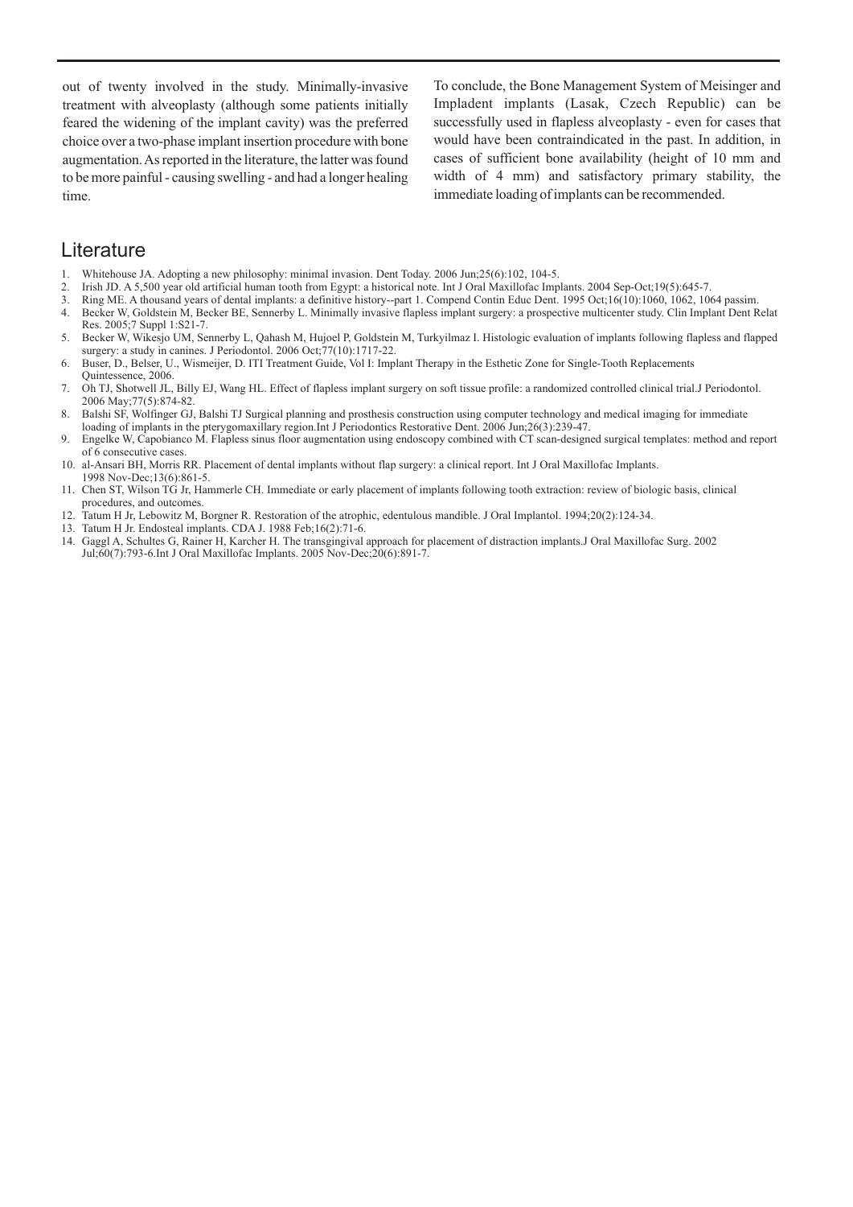out of twenty involved in the study. Minimally-invasive treatment with alveoplasty (although some patients initially feared the widening of the implant cavity) was the preferred choice over a two-phase implant insertion procedure with bone augmentation. As reported in the literature, the latter was found to be more painful - causing swelling - and had a longer healing time.

To conclude, the Bone Management System of Meisinger and Impladent implants (Lasak, Czech Republic) can be successfully used in flapless alveoplasty - even for cases that would have been contraindicated in the past. In addition, in cases of sufficient bone availability (height of 10 mm and width of 4 mm) and satisfactory primary stability, the immediate loading of implants can be recommended.

## Literature

1. Whitehouse JA. Adopting a new philosophy: minimal invasion. Dent Today. 2006 Jun;25(6):102, 104-5.
2. Irish JD. A 5,500 year old artificial human tooth from Egypt: a historical note. Int J Oral Maxillofac Implants. 2004 Sep-Oct;19(5):645-7.
3. Ring ME. A thousand years of dental implants: a definitive history--part 1. Compend Contin Educ Dent. 1995 Oct;16(10):1060, 1062, 1064 passim.
4. Becker W, Goldstein M, Becker BE, Sennerby L. Minimally invasive flapless implant surgery: a prospective multicenter study. Clin Implant Dent Relat Res. 2005;7 Suppl 1:S21-7.
5. Becker W, Wikesjo UM, Sennerby L, Qahash M, Hujoel P, Goldstein M, Turkyilmaz I. Histologic evaluation of implants following flapless and flapped surgery: a study in canines. J Periodontol. 2006 Oct;77(10):1717-22.
6. Buser, D., Belser, U., Wismeijer, D. ITI Treatment Guide, Vol I: Implant Therapy in the Esthetic Zone for Single-Tooth Replacements Quintessence, 2006.
7. Oh TJ, Shotwell JL, Billy EJ, Wang HL. Effect of flapless implant surgery on soft tissue profile: a randomized controlled clinical trial.J Periodontol. 2006 May;77(5):874-82.
8. Balshi SF, Wolfinger GJ, Balshi TJ Surgical planning and prosthesis construction using computer technology and medical imaging for immediate loading of implants in the pterygomaxillary region.Int J Periodontics Restorative Dent. 2006 Jun;26(3):239-47.
9. Engelke W, Capobianco M. Flapless sinus floor augmentation using endoscopy combined with CT scan-designed surgical templates: method and report of 6 consecutive cases.
10. al-Ansari BH, Morris RR. Placement of dental implants without flap surgery: a clinical report. Int J Oral Maxillofac Implants. 1998 Nov-Dec;13(6):861-5.
11. Chen ST, Wilson TG Jr, Hammerle CH. Immediate or early placement of implants following tooth extraction: review of biologic basis, clinical procedures, and outcomes.
12. Tatum H Jr, Lebowitz M, Borgner R. Restoration of the atrophic, edentulous mandible. J Oral Implantol. 1994;20(2):124-34.
13. Tatum H Jr. Endosteal implants. CDA J. 1988 Feb;16(2):71-6.
14. Gaggl A, Schultes G, Rainer H, Karcher H. The transgingival approach for placement of distraction implants.J Oral Maxillofac Surg. 2002 Jul;60(7):793-6.Int J Oral Maxillofac Implants. 2005 Nov-Dec;20(6):891-7.